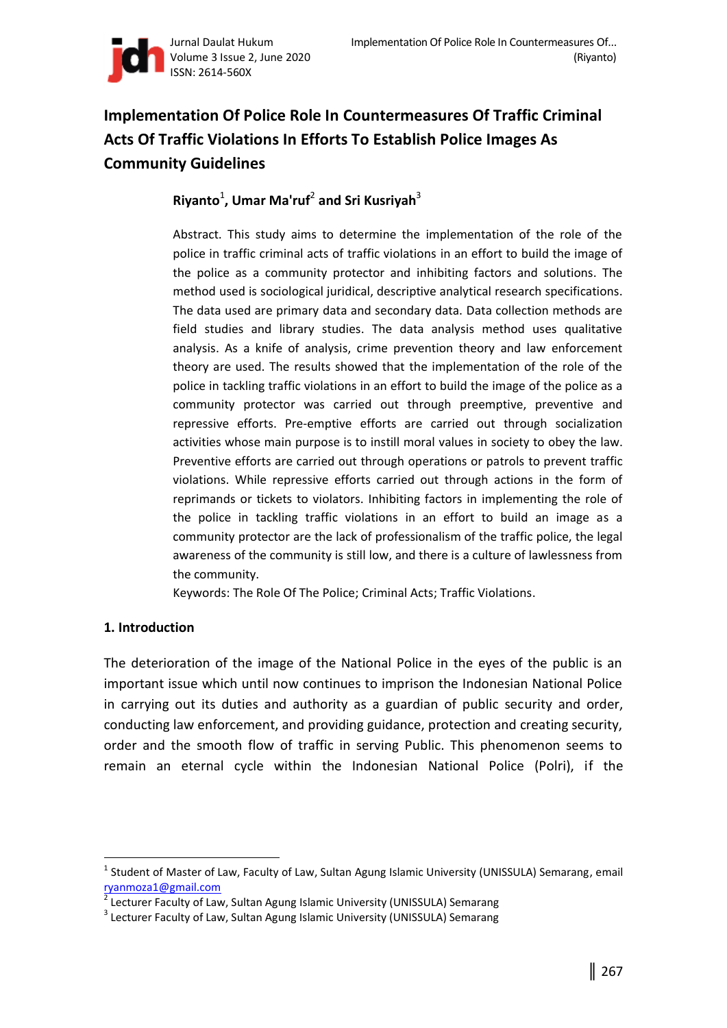# Implementation Of Police Role In Countermeasures Of Traffic Criminal Acts Of Traffic Violations In Efforts To Establish Police Images As Community Guidelines

**Riyanto[1], Umar Ma'ruf[2] and Sri Kusriyah[3]**

Abstract. This study aims to determine the implementation of the role of the police in traffic criminal acts of traffic violations in an effort to build the image of the police as a community protector and inhibiting factors and solutions. The method used is sociological juridical, descriptive analytical research specifications. The data used are primary data and secondary data. Data collection methods are field studies and library studies. The data analysis method uses qualitative analysis. As a knife of analysis, crime prevention theory and law enforcement theory are used. The results showed that the implementation of the role of the police in tackling traffic violations in an effort to build the image of the police as a community protector was carried out through preemptive, preventive and repressive efforts. Pre-emptive efforts are carried out through socialization activities whose main purpose is to instill moral values in society to obey the law. Preventive efforts are carried out through operations or patrols to prevent traffic violations. While repressive efforts carried out through actions in the form of reprimands or tickets to violators. Inhibiting factors in implementing the role of the police in tackling traffic violations in an effort to build an image as a community protector are the lack of professionalism of the traffic police, the legal awareness of the community is still low, and there is a culture of lawlessness from the community.

Keywords: The Role Of The Police; Criminal Acts; Traffic Violations.

## 1. Introduction

The deterioration of the image of the National Police in the eyes of the public is an important issue which until now continues to imprison the Indonesian National Police in carrying out its duties and authority as a guardian of public security and order, conducting law enforcement, and providing guidance, protection and creating security, order and the smooth flow of traffic in serving Public. This phenomenon seems to remain an eternal cycle within the Indonesian National Police (Polri), if the

---

[1] Student of Master of Law, Faculty of Law, Sultan Agung Islamic University (UNISSULA) Semarang, email ryanmoza1@gmail.com

[2] Lecturer Faculty of Law, Sultan Agung Islamic University (UNISSULA) Semarang

[3] Lecturer Faculty of Law, Sultan Agung Islamic University (UNISSULA) Semarang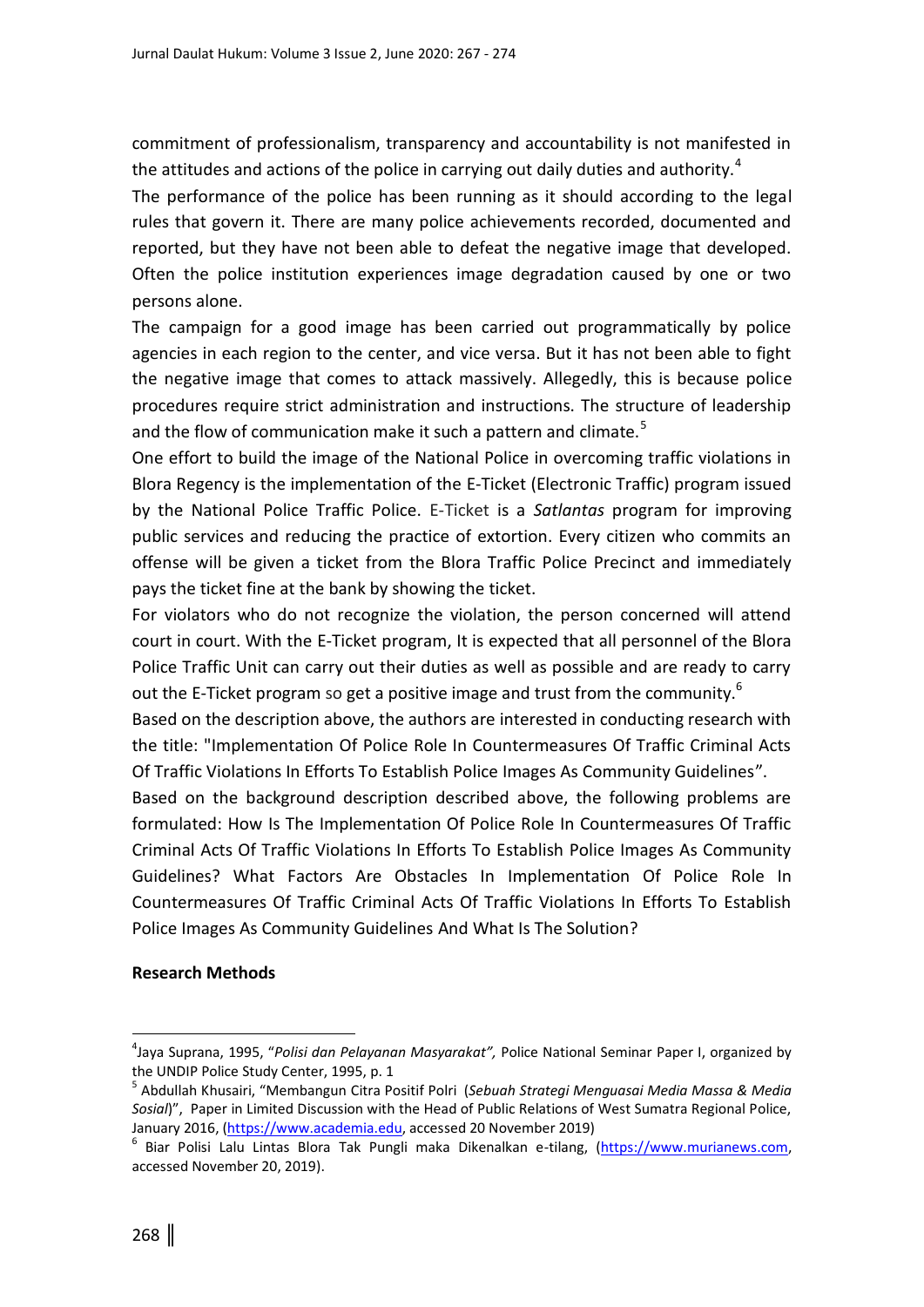commitment of professionalism, transparency and accountability is not manifested in the attitudes and actions of the police in carrying out daily duties and authority.[4]

The performance of the police has been running as it should according to the legal rules that govern it. There are many police achievements recorded, documented and reported, but they have not been able to defeat the negative image that developed. Often the police institution experiences image degradation caused by one or two persons alone.

The campaign for a good image has been carried out programmatically by police agencies in each region to the center, and vice versa. But it has not been able to fight the negative image that comes to attack massively. Allegedly, this is because police procedures require strict administration and instructions. The structure of leadership and the flow of communication make it such a pattern and climate.[5]

One effort to build the image of the National Police in overcoming traffic violations in Blora Regency is the implementation of the E-Ticket (Electronic Traffic) program issued by the National Police Traffic Police. E-Ticket is a *Satlantas* program for improving public services and reducing the practice of extortion. Every citizen who commits an offense will be given a ticket from the Blora Traffic Police Precinct and immediately pays the ticket fine at the bank by showing the ticket.

For violators who do not recognize the violation, the person concerned will attend court in court. With the E-Ticket program, It is expected that all personnel of the Blora Police Traffic Unit can carry out their duties as well as possible and are ready to carry out the E-Ticket program so get a positive image and trust from the community.[6]

Based on the description above, the authors are interested in conducting research with the title: "Implementation Of Police Role In Countermeasures Of Traffic Criminal Acts Of Traffic Violations In Efforts To Establish Police Images As Community Guidelines".

Based on the background description described above, the following problems are formulated: How Is The Implementation Of Police Role In Countermeasures Of Traffic Criminal Acts Of Traffic Violations In Efforts To Establish Police Images As Community Guidelines? What Factors Are Obstacles In Implementation Of Police Role In Countermeasures Of Traffic Criminal Acts Of Traffic Violations In Efforts To Establish Police Images As Community Guidelines And What Is The Solution?

**Research Methods**

---

[4] Jaya Suprana, 1995, "*Polisi dan Pelayanan Masyarakat",* Police National Seminar Paper I, organized by the UNDIP Police Study Center, 1995, p. 1

[5] Abdullah Khusairi, "Membangun Citra Positif Polri (*Sebuah Strategi Menguasai Media Massa & Media Sosial*)", Paper in Limited Discussion with the Head of Public Relations of West Sumatra Regional Police, January 2016, (https://www.academia.edu, accessed 20 November 2019)

[6] Biar Polisi Lalu Lintas Blora Tak Pungli maka Dikenalkan e-tilang, (https://www.murianews.com, accessed November 20, 2019).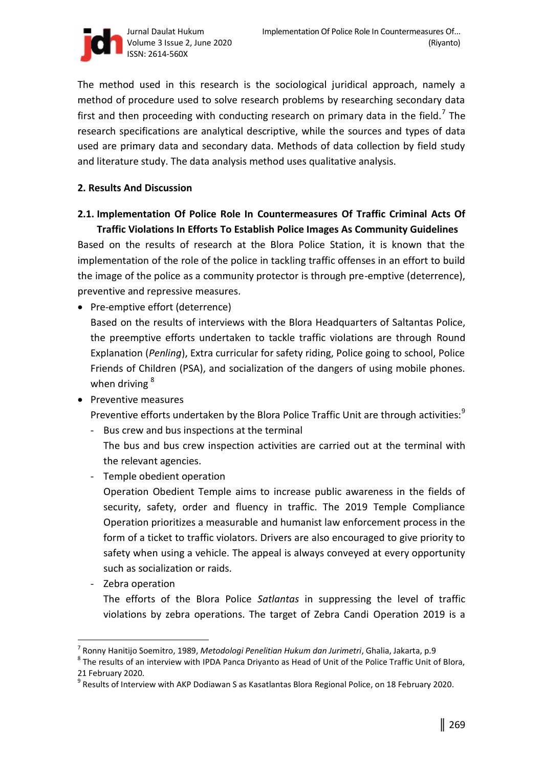The method used in this research is the sociological juridical approach, namely a method of procedure used to solve research problems by researching secondary data first and then proceeding with conducting research on primary data in the field.[7] The research specifications are analytical descriptive, while the sources and types of data used are primary data and secondary data. Methods of data collection by field study and literature study. The data analysis method uses qualitative analysis.

## 2. Results And Discussion

### 2.1. Implementation Of Police Role In Countermeasures Of Traffic Criminal Acts Of Traffic Violations In Efforts To Establish Police Images As Community Guidelines

Based on the results of research at the Blora Police Station, it is known that the implementation of the role of the police in tackling traffic offenses in an effort to build the image of the police as a community protector is through pre-emptive (deterrence), preventive and repressive measures.

- Pre-emptive effort (deterrence)

  Based on the results of interviews with the Blora Headquarters of Saltantas Police, the preemptive efforts undertaken to tackle traffic violations are through Round Explanation (*Penling*), Extra curricular for safety riding, Police going to school, Police Friends of Children (PSA), and socialization of the dangers of using mobile phones. when driving [8]

- Preventive measures

  Preventive efforts undertaken by the Blora Police Traffic Unit are through activities:[9]

  - Bus crew and bus inspections at the terminal

    The bus and bus crew inspection activities are carried out at the terminal with the relevant agencies.

  - Temple obedient operation

    Operation Obedient Temple aims to increase public awareness in the fields of security, safety, order and fluency in traffic. The 2019 Temple Compliance Operation prioritizes a measurable and humanist law enforcement process in the form of a ticket to traffic violators. Drivers are also encouraged to give priority to safety when using a vehicle. The appeal is always conveyed at every opportunity such as socialization or raids.

  - Zebra operation

    The efforts of the Blora Police *Satlantas* in suppressing the level of traffic violations by zebra operations. The target of Zebra Candi Operation 2019 is a

---

[7] Ronny Hanitijo Soemitro, 1989, *Metodologi Penelitian Hukum dan Jurimetri*, Ghalia, Jakarta, p.9

[8] The results of an interview with IPDA Panca Driyanto as Head of Unit of the Police Traffic Unit of Blora, 21 February 2020.

[9] Results of Interview with AKP Dodiawan S as Kasatlantas Blora Regional Police, on 18 February 2020.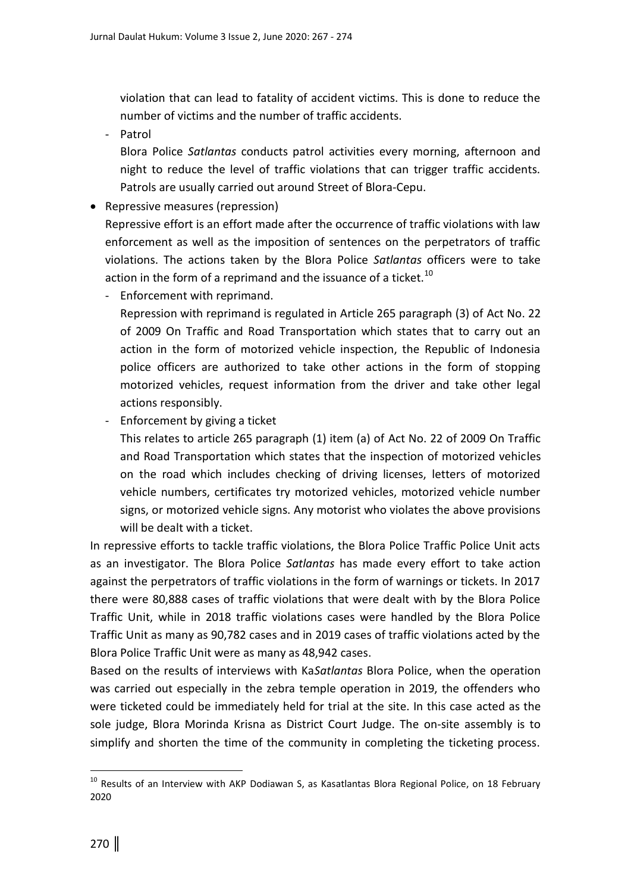violation that can lead to fatality of accident victims. This is done to reduce the number of victims and the number of traffic accidents.

- Patrol

  Blora Police *Satlantas* conducts patrol activities every morning, afternoon and night to reduce the level of traffic violations that can trigger traffic accidents. Patrols are usually carried out around Street of Blora-Cepu.

- Repressive measures (repression)

  Repressive effort is an effort made after the occurrence of traffic violations with law enforcement as well as the imposition of sentences on the perpetrators of traffic violations. The actions taken by the Blora Police *Satlantas* officers were to take action in the form of a reprimand and the issuance of a ticket.[10]

  - Enforcement with reprimand.

    Repression with reprimand is regulated in Article 265 paragraph (3) of Act No. 22 of 2009 On Traffic and Road Transportation which states that to carry out an action in the form of motorized vehicle inspection, the Republic of Indonesia police officers are authorized to take other actions in the form of stopping motorized vehicles, request information from the driver and take other legal actions responsibly.

  - Enforcement by giving a ticket

    This relates to article 265 paragraph (1) item (a) of Act No. 22 of 2009 On Traffic and Road Transportation which states that the inspection of motorized vehicles on the road which includes checking of driving licenses, letters of motorized vehicle numbers, certificates try motorized vehicles, motorized vehicle number signs, or motorized vehicle signs. Any motorist who violates the above provisions will be dealt with a ticket.

In repressive efforts to tackle traffic violations, the Blora Police Traffic Police Unit acts as an investigator. The Blora Police *Satlantas* has made every effort to take action against the perpetrators of traffic violations in the form of warnings or tickets. In 2017 there were 80,888 cases of traffic violations that were dealt with by the Blora Police Traffic Unit, while in 2018 traffic violations cases were handled by the Blora Police Traffic Unit as many as 90,782 cases and in 2019 cases of traffic violations acted by the Blora Police Traffic Unit were as many as 48,942 cases.

Based on the results of interviews with Ka*Satlantas* Blora Police, when the operation was carried out especially in the zebra temple operation in 2019, the offenders who were ticketed could be immediately held for trial at the site. In this case acted as the sole judge, Blora Morinda Krisna as District Court Judge. The on-site assembly is to simplify and shorten the time of the community in completing the ticketing process.

[10] Results of an Interview with AKP Dodiawan S, as Kasatlantas Blora Regional Police, on 18 February 2020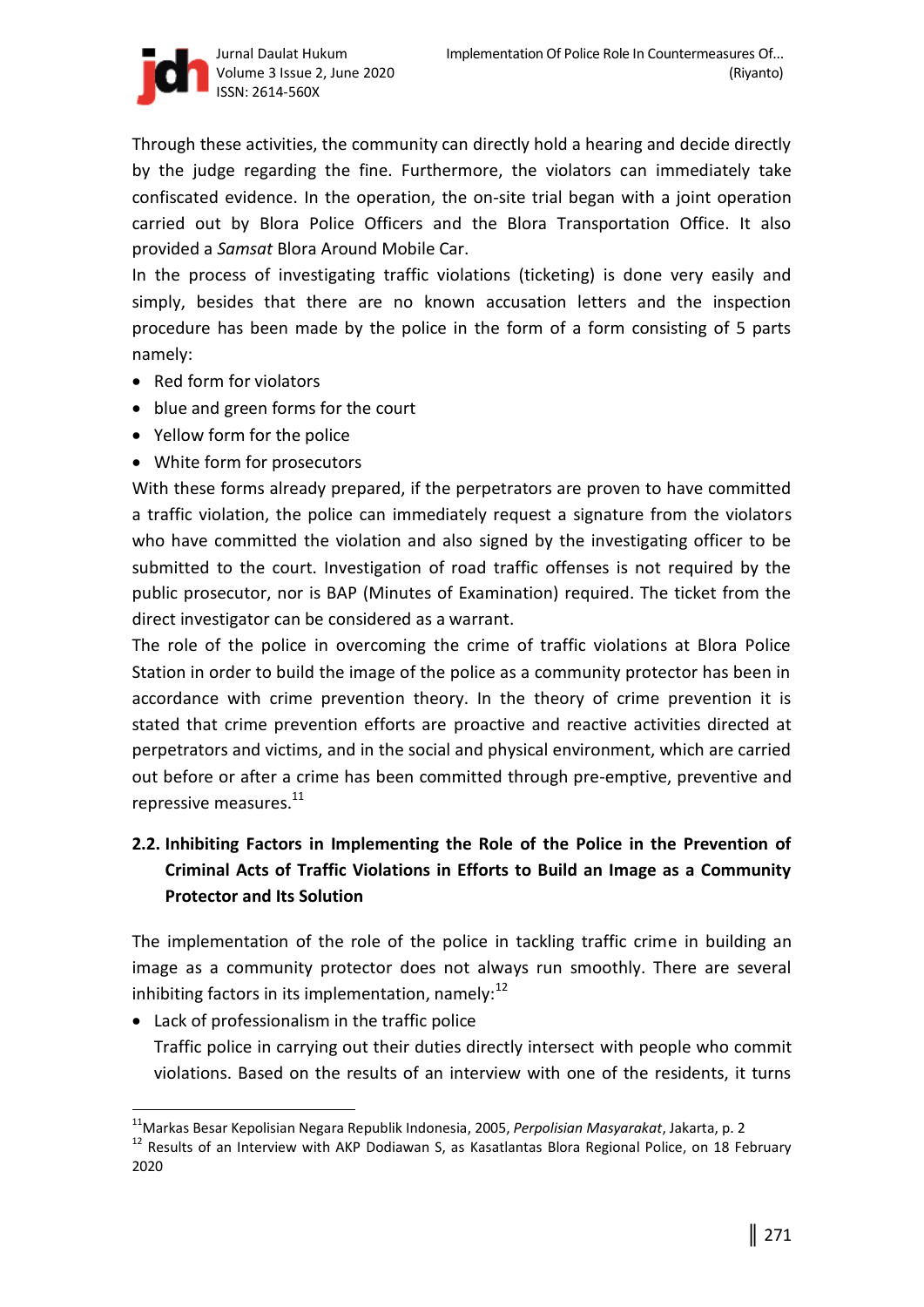Through these activities, the community can directly hold a hearing and decide directly by the judge regarding the fine. Furthermore, the violators can immediately take confiscated evidence. In the operation, the on-site trial began with a joint operation carried out by Blora Police Officers and the Blora Transportation Office. It also provided a *Samsat* Blora Around Mobile Car.

In the process of investigating traffic violations (ticketing) is done very easily and simply, besides that there are no known accusation letters and the inspection procedure has been made by the police in the form of a form consisting of 5 parts namely:

- Red form for violators
- blue and green forms for the court
- Yellow form for the police
- White form for prosecutors

With these forms already prepared, if the perpetrators are proven to have committed a traffic violation, the police can immediately request a signature from the violators who have committed the violation and also signed by the investigating officer to be submitted to the court. Investigation of road traffic offenses is not required by the public prosecutor, nor is BAP (Minutes of Examination) required. The ticket from the direct investigator can be considered as a warrant.

The role of the police in overcoming the crime of traffic violations at Blora Police Station in order to build the image of the police as a community protector has been in accordance with crime prevention theory. In the theory of crime prevention it is stated that crime prevention efforts are proactive and reactive activities directed at perpetrators and victims, and in the social and physical environment, which are carried out before or after a crime has been committed through pre-emptive, preventive and repressive measures.[11]

## 2.2. Inhibiting Factors in Implementing the Role of the Police in the Prevention of Criminal Acts of Traffic Violations in Efforts to Build an Image as a Community Protector and Its Solution

The implementation of the role of the police in tackling traffic crime in building an image as a community protector does not always run smoothly. There are several inhibiting factors in its implementation, namely:[12]

- Lack of professionalism in the traffic police

  Traffic police in carrying out their duties directly intersect with people who commit violations. Based on the results of an interview with one of the residents, it turns

---

[11] Markas Besar Kepolisian Negara Republik Indonesia, 2005, *Perpolisian Masyarakat*, Jakarta, p. 2

[12] Results of an Interview with AKP Dodiawan S, as Kasatlantas Blora Regional Police, on 18 February 2020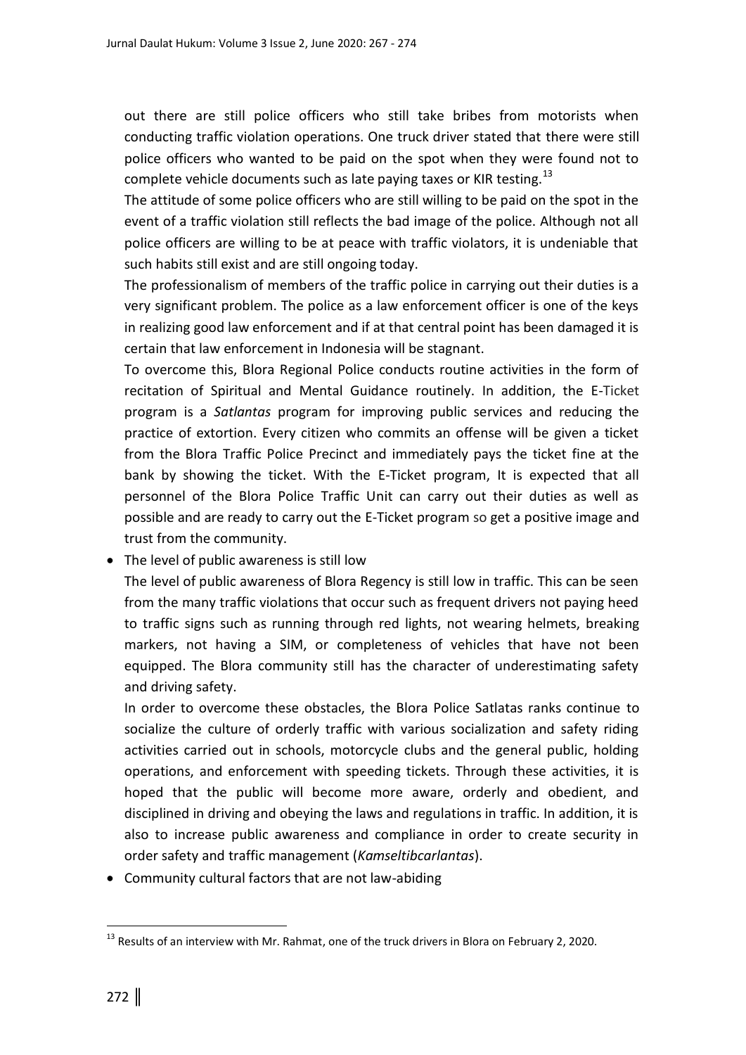out there are still police officers who still take bribes from motorists when conducting traffic violation operations. One truck driver stated that there were still police officers who wanted to be paid on the spot when they were found not to complete vehicle documents such as late paying taxes or KIR testing.[13]

The attitude of some police officers who are still willing to be paid on the spot in the event of a traffic violation still reflects the bad image of the police. Although not all police officers are willing to be at peace with traffic violators, it is undeniable that such habits still exist and are still ongoing today.

The professionalism of members of the traffic police in carrying out their duties is a very significant problem. The police as a law enforcement officer is one of the keys in realizing good law enforcement and if at that central point has been damaged it is certain that law enforcement in Indonesia will be stagnant.

To overcome this, Blora Regional Police conducts routine activities in the form of recitation of Spiritual and Mental Guidance routinely. In addition, the E-Ticket program is a *Satlantas* program for improving public services and reducing the practice of extortion. Every citizen who commits an offense will be given a ticket from the Blora Traffic Police Precinct and immediately pays the ticket fine at the bank by showing the ticket. With the E-Ticket program, It is expected that all personnel of the Blora Police Traffic Unit can carry out their duties as well as possible and are ready to carry out the E-Ticket program so get a positive image and trust from the community.

- The level of public awareness is still low

  The level of public awareness of Blora Regency is still low in traffic. This can be seen from the many traffic violations that occur such as frequent drivers not paying heed to traffic signs such as running through red lights, not wearing helmets, breaking markers, not having a SIM, or completeness of vehicles that have not been equipped. The Blora community still has the character of underestimating safety and driving safety.

  In order to overcome these obstacles, the Blora Police Satlatas ranks continue to socialize the culture of orderly traffic with various socialization and safety riding activities carried out in schools, motorcycle clubs and the general public, holding operations, and enforcement with speeding tickets. Through these activities, it is hoped that the public will become more aware, orderly and obedient, and disciplined in driving and obeying the laws and regulations in traffic. In addition, it is also to increase public awareness and compliance in order to create security in order safety and traffic management (*Kamseltibcarlantas*).

- Community cultural factors that are not law-abiding

---

[13] Results of an interview with Mr. Rahmat, one of the truck drivers in Blora on February 2, 2020.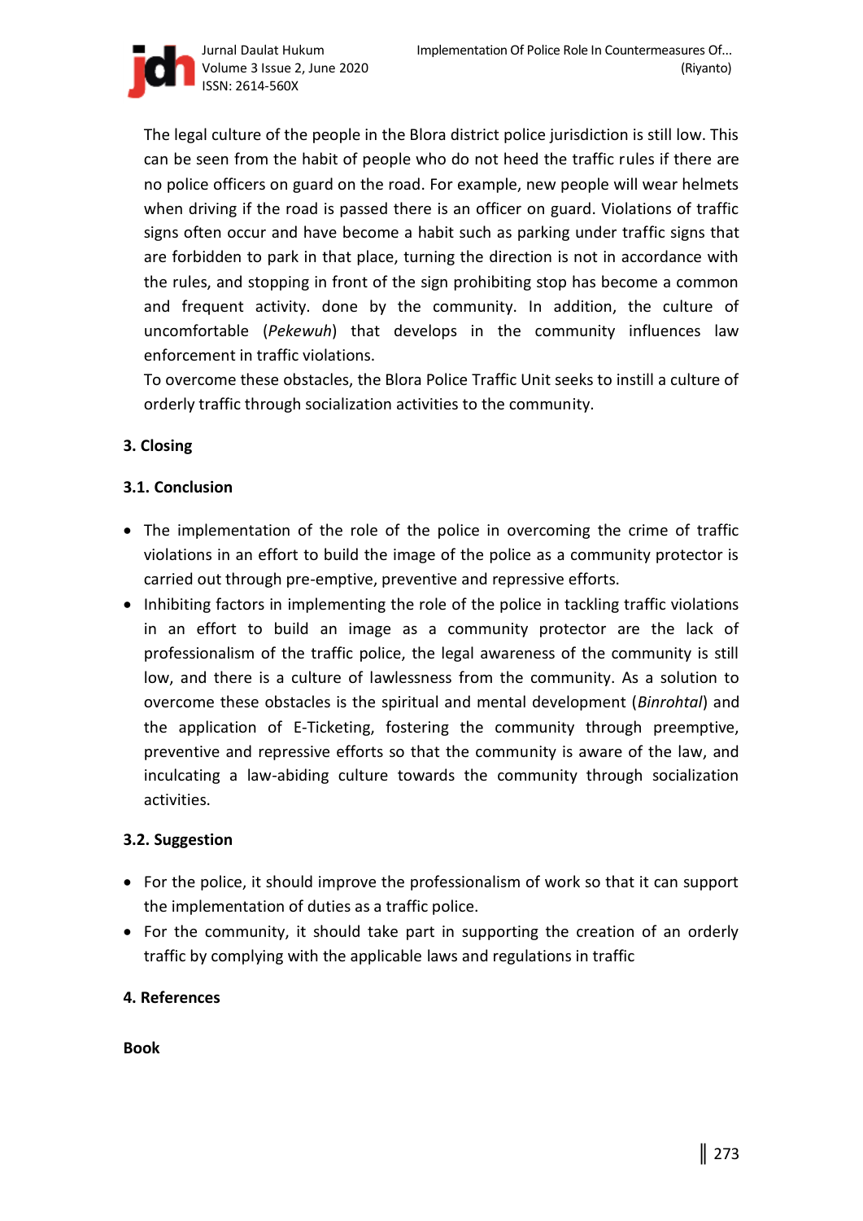The legal culture of the people in the Blora district police jurisdiction is still low. This can be seen from the habit of people who do not heed the traffic rules if there are no police officers on guard on the road. For example, new people will wear helmets when driving if the road is passed there is an officer on guard. Violations of traffic signs often occur and have become a habit such as parking under traffic signs that are forbidden to park in that place, turning the direction is not in accordance with the rules, and stopping in front of the sign prohibiting stop has become a common and frequent activity. done by the community. In addition, the culture of uncomfortable (*Pekewuh*) that develops in the community influences law enforcement in traffic violations.

To overcome these obstacles, the Blora Police Traffic Unit seeks to instill a culture of orderly traffic through socialization activities to the community.

## 3. Closing

### 3.1. Conclusion

- The implementation of the role of the police in overcoming the crime of traffic violations in an effort to build the image of the police as a community protector is carried out through pre-emptive, preventive and repressive efforts.
- Inhibiting factors in implementing the role of the police in tackling traffic violations in an effort to build an image as a community protector are the lack of professionalism of the traffic police, the legal awareness of the community is still low, and there is a culture of lawlessness from the community. As a solution to overcome these obstacles is the spiritual and mental development (*Binrohtal*) and the application of E-Ticketing, fostering the community through preemptive, preventive and repressive efforts so that the community is aware of the law, and inculcating a law-abiding culture towards the community through socialization activities.

### 3.2. Suggestion

- For the police, it should improve the professionalism of work so that it can support the implementation of duties as a traffic police.
- For the community, it should take part in supporting the creation of an orderly traffic by complying with the applicable laws and regulations in traffic

## 4. References

**Book**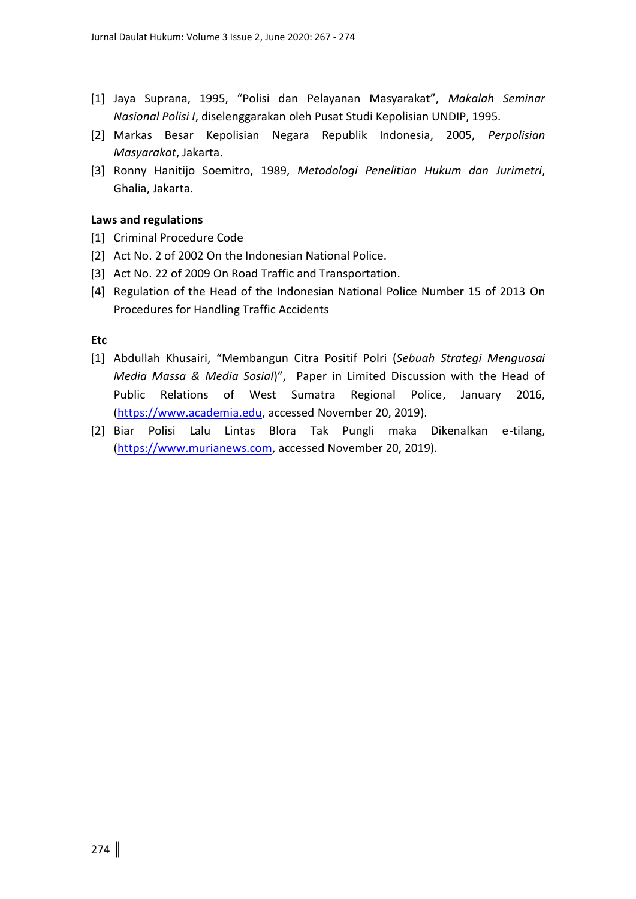[1] Jaya Suprana, 1995, "Polisi dan Pelayanan Masyarakat", *Makalah Seminar Nasional Polisi I*, diselenggarakan oleh Pusat Studi Kepolisian UNDIP, 1995.

[2] Markas Besar Kepolisian Negara Republik Indonesia, 2005, *Perpolisian Masyarakat*, Jakarta.

[3] Ronny Hanitijo Soemitro, 1989, *Metodologi Penelitian Hukum dan Jurimetri*, Ghalia, Jakarta.

**Laws and regulations**

[1] Criminal Procedure Code

[2] Act No. 2 of 2002 On the Indonesian National Police.

[3] Act No. 22 of 2009 On Road Traffic and Transportation.

[4] Regulation of the Head of the Indonesian National Police Number 15 of 2013 On Procedures for Handling Traffic Accidents

**Etc**

[1] Abdullah Khusairi, "Membangun Citra Positif Polri (*Sebuah Strategi Menguasai Media Massa & Media Sosial*)", Paper in Limited Discussion with the Head of Public Relations of West Sumatra Regional Police, January 2016, (https://www.academia.edu, accessed November 20, 2019).

[2] Biar Polisi Lalu Lintas Blora Tak Pungli maka Dikenalkan e-tilang, (https://www.murianews.com, accessed November 20, 2019).